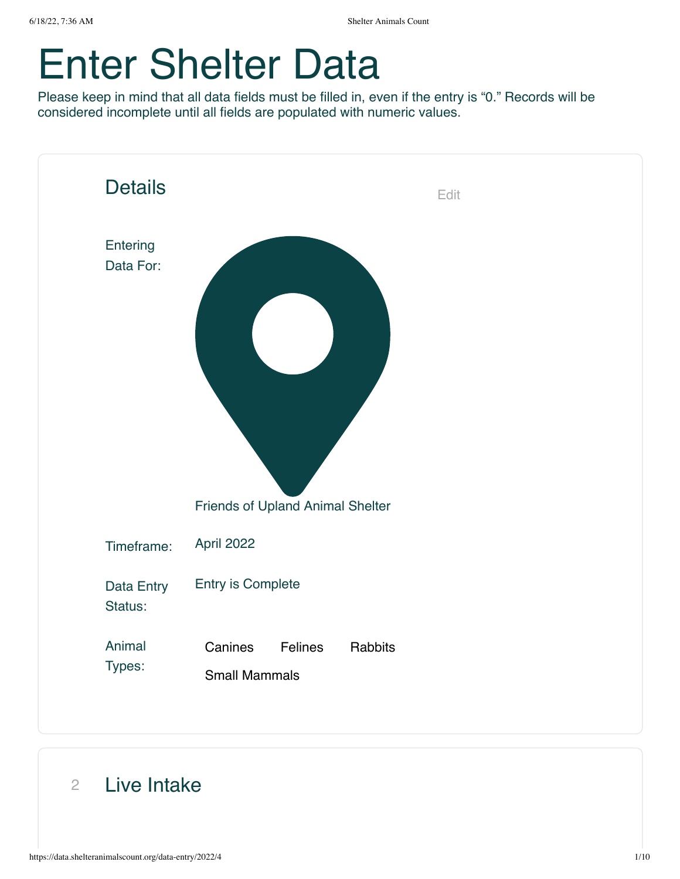# Enter Shelter Data

Please keep in mind that all data fields must be filled in, even if the entry is "0." Records will be considered incomplete until all fields are populated with numeric values.

## Details

Edit

Entering Data For: Friends of Upland Animal Shelter

Timeframe: April 2022

Data Entry Status: Entry is Complete

Animal Types: Canines Felines Rabbits Small Mammals

## 2 Live Intake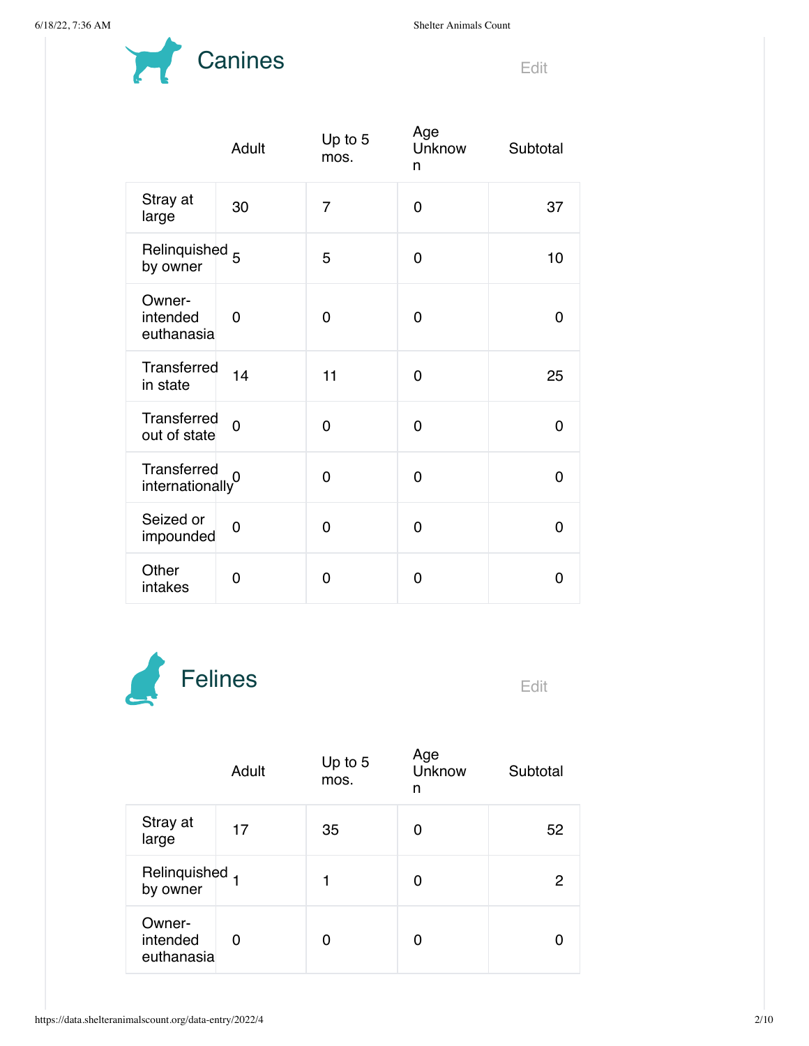## Canines

Edit

| | Adult | Up to 5 mos. | Age Unknown | Subtotal |
|---|---|---|---|---|
| Stray at large | 30 | 7 | 0 | 37 |
| Relinquished by owner | 5 | 5 | 0 | 10 |
| Owner-intended euthanasia | 0 | 0 | 0 | 0 |
| Transferred in state | 14 | 11 | 0 | 25 |
| Transferred out of state | 0 | 0 | 0 | 0 |
| Transferred internationally | 0 | 0 | 0 | 0 |
| Seized or impounded | 0 | 0 | 0 | 0 |
| Other intakes | 0 | 0 | 0 | 0 |

## Felines

Edit

| | Adult | Up to 5 mos. | Age Unknown | Subtotal |
|---|---|---|---|---|
| Stray at large | 17 | 35 | 0 | 52 |
| Relinquished by owner | 1 | 1 | 0 | 2 |
| Owner-intended euthanasia | 0 | 0 | 0 | 0 |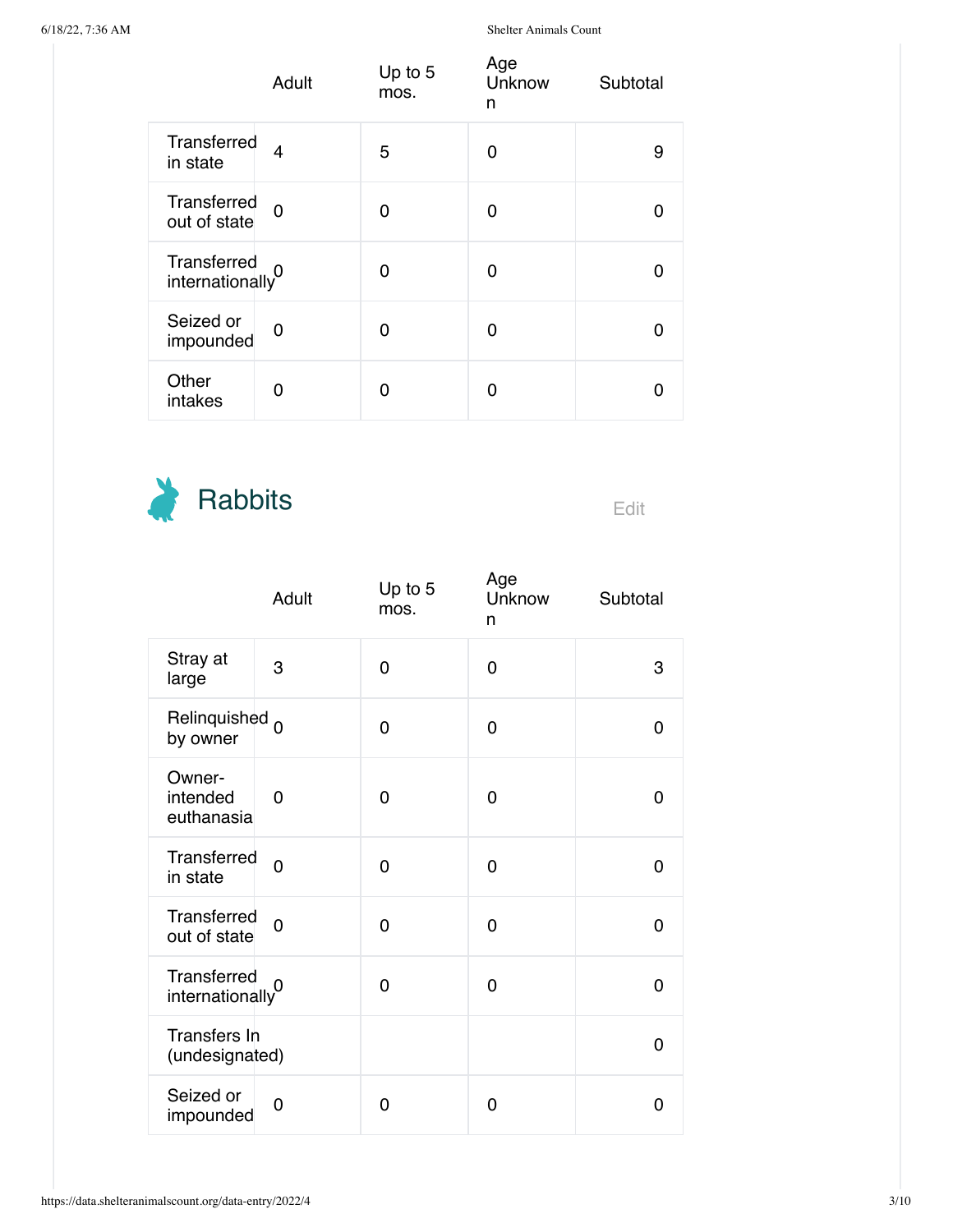| | Adult | Up to 5 mos. | Age Unknown | Subtotal |
|---|---|---|---|---|
| Transferred in state | 4 | 5 | 0 | 9 |
| Transferred out of state | 0 | 0 | 0 | 0 |
| Transferred internationally | 0 | 0 | 0 | 0 |
| Seized or impounded | 0 | 0 | 0 | 0 |
| Other intakes | 0 | 0 | 0 | 0 |

## Rabbits

Edit

| | Adult | Up to 5 mos. | Age Unknown | Subtotal |
|---|---|---|---|---|
| Stray at large | 3 | 0 | 0 | 3 |
| Relinquished by owner | 0 | 0 | 0 | 0 |
| Owner-intended euthanasia | 0 | 0 | 0 | 0 |
| Transferred in state | 0 | 0 | 0 | 0 |
| Transferred out of state | 0 | 0 | 0 | 0 |
| Transferred internationally | 0 | 0 | 0 | 0 |
| Transfers In (undesignated) | | | | 0 |
| Seized or impounded | 0 | 0 | 0 | 0 |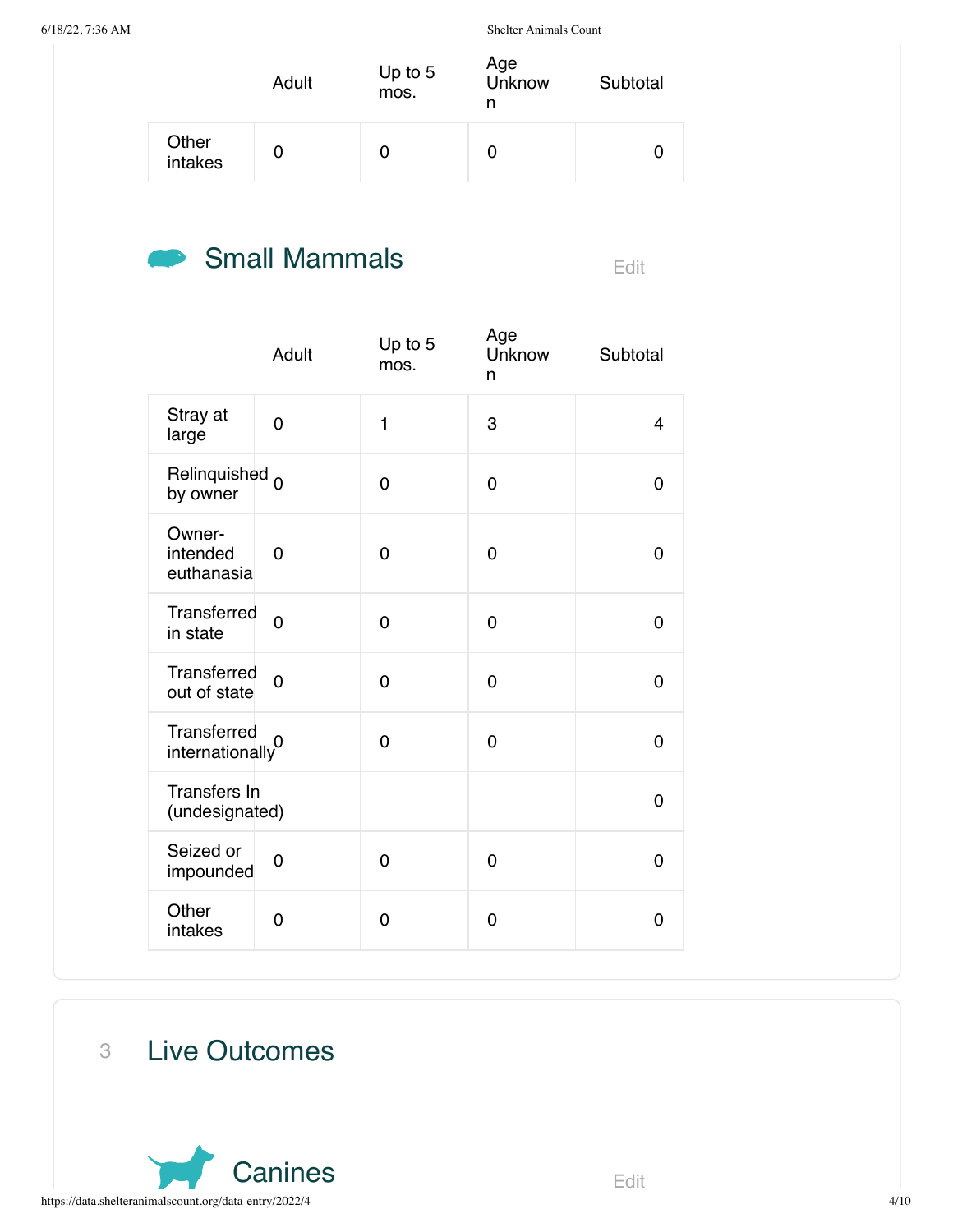| | Adult | Up to 5 mos. | Age Unknown | Subtotal |
|---|---|---|---|---|
| Other intakes | 0 | 0 | 0 | 0 |

## Small Mammals

Edit

| | Adult | Up to 5 mos. | Age Unknown | Subtotal |
|---|---|---|---|---|
| Stray at large | 0 | 1 | 3 | 4 |
| Relinquished by owner | 0 | 0 | 0 | 0 |
| Owner-intended euthanasia | 0 | 0 | 0 | 0 |
| Transferred in state | 0 | 0 | 0 | 0 |
| Transferred out of state | 0 | 0 | 0 | 0 |
| Transferred internationally | 0 | 0 | 0 | 0 |
| Transfers In (undesignated) | | | | 0 |
| Seized or impounded | 0 | 0 | 0 | 0 |
| Other intakes | 0 | 0 | 0 | 0 |

# 3 Live Outcomes

## Canines

Edit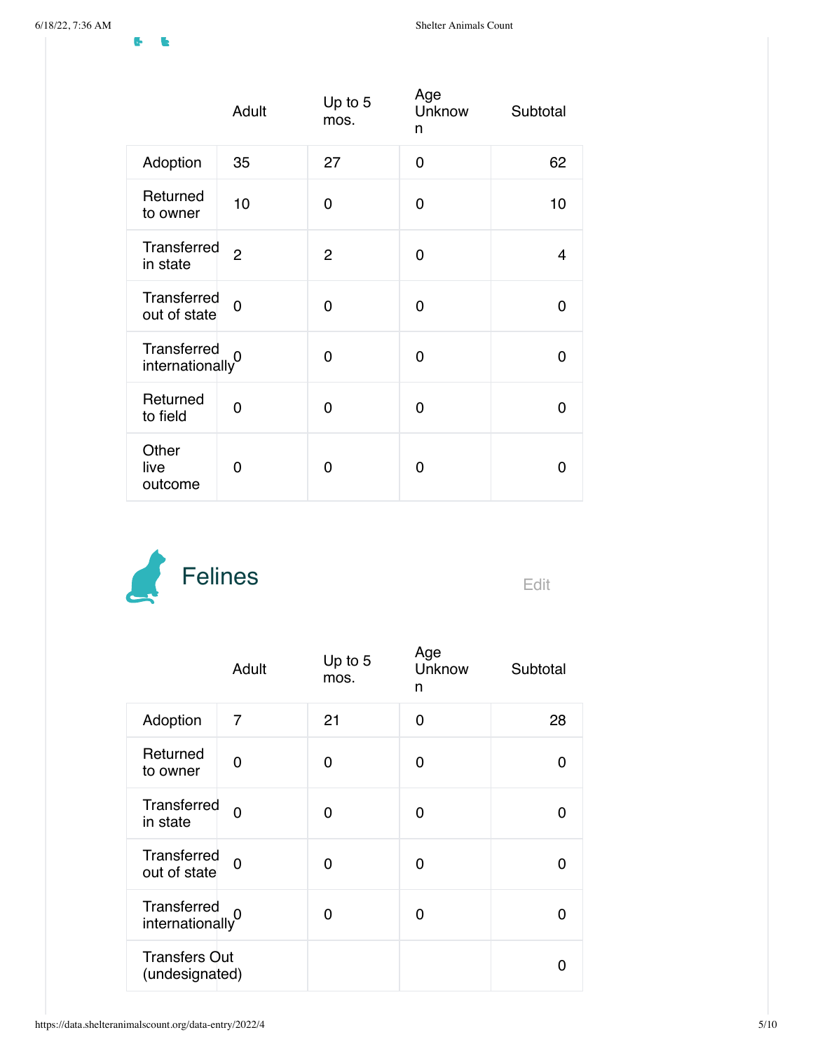| | Adult | Up to 5 mos. | Age Unknown | Subtotal |
|---|---|---|---|---|
| Adoption | 35 | 27 | 0 | 62 |
| Returned to owner | 10 | 0 | 0 | 10 |
| Transferred in state | 2 | 2 | 0 | 4 |
| Transferred out of state | 0 | 0 | 0 | 0 |
| Transferred internationally | 0 | 0 | 0 | 0 |
| Returned to field | 0 | 0 | 0 | 0 |
| Other live outcome | 0 | 0 | 0 | 0 |

## Felines

Edit

| | Adult | Up to 5 mos. | Age Unknown | Subtotal |
|---|---|---|---|---|
| Adoption | 7 | 21 | 0 | 28 |
| Returned to owner | 0 | 0 | 0 | 0 |
| Transferred in state | 0 | 0 | 0 | 0 |
| Transferred out of state | 0 | 0 | 0 | 0 |
| Transferred internationally | 0 | 0 | 0 | 0 |
| Transfers Out (undesignated) | | | | 0 |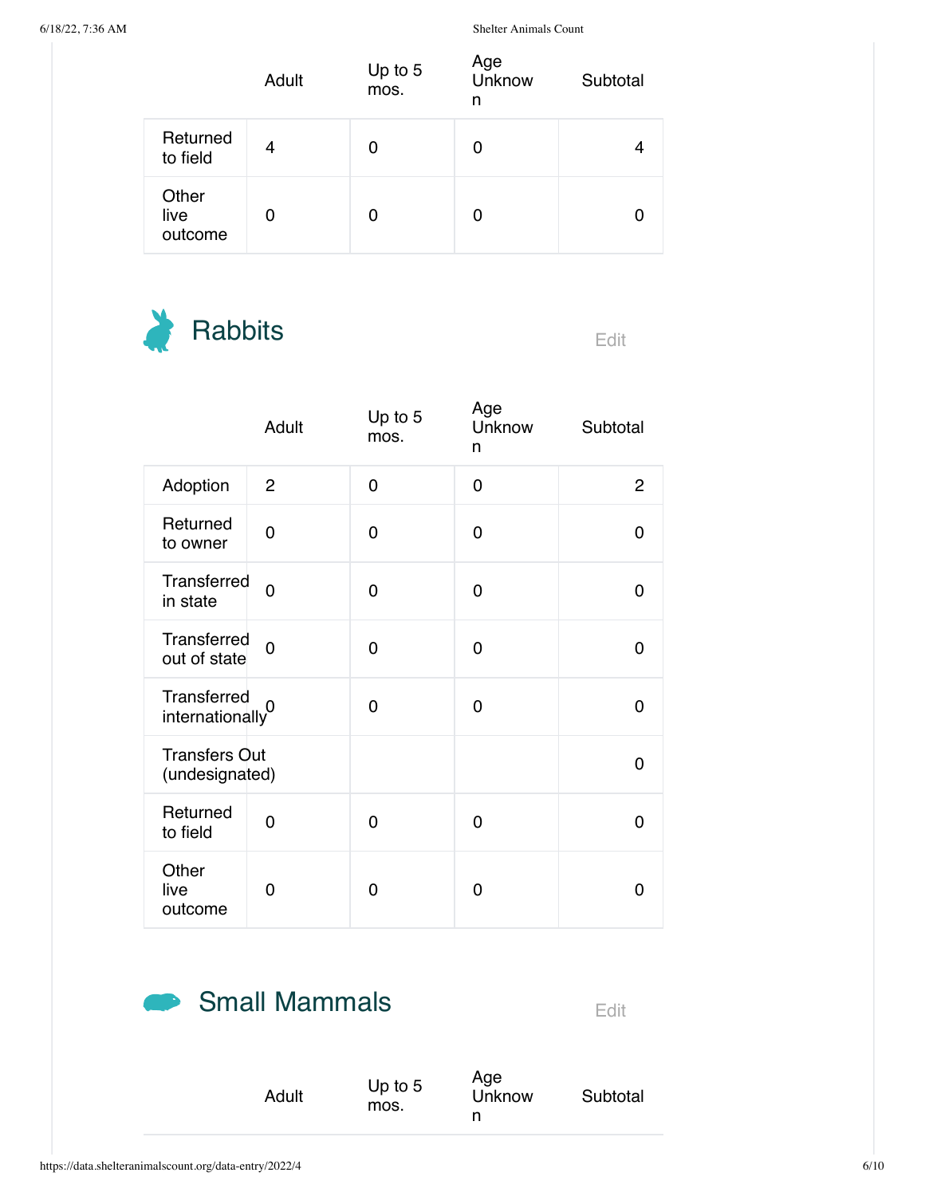| | Adult | Up to 5 mos. | Age Unknown | Subtotal |
|---|---|---|---|---|
| Returned to field | 4 | 0 | 0 | 4 |
| Other live outcome | 0 | 0 | 0 | 0 |

## Rabbits

Edit

| | Adult | Up to 5 mos. | Age Unknown | Subtotal |
|---|---|---|---|---|
| Adoption | 2 | 0 | 0 | 2 |
| Returned to owner | 0 | 0 | 0 | 0 |
| Transferred in state | 0 | 0 | 0 | 0 |
| Transferred out of state | 0 | 0 | 0 | 0 |
| Transferred internationally | 0 | 0 | 0 | 0 |
| Transfers Out (undesignated) | | | | 0 |
| Returned to field | 0 | 0 | 0 | 0 |
| Other live outcome | 0 | 0 | 0 | 0 |

## Small Mammals

Edit

| | Adult | Up to 5 mos. | Age Unknown | Subtotal |
|---|---|---|---|---|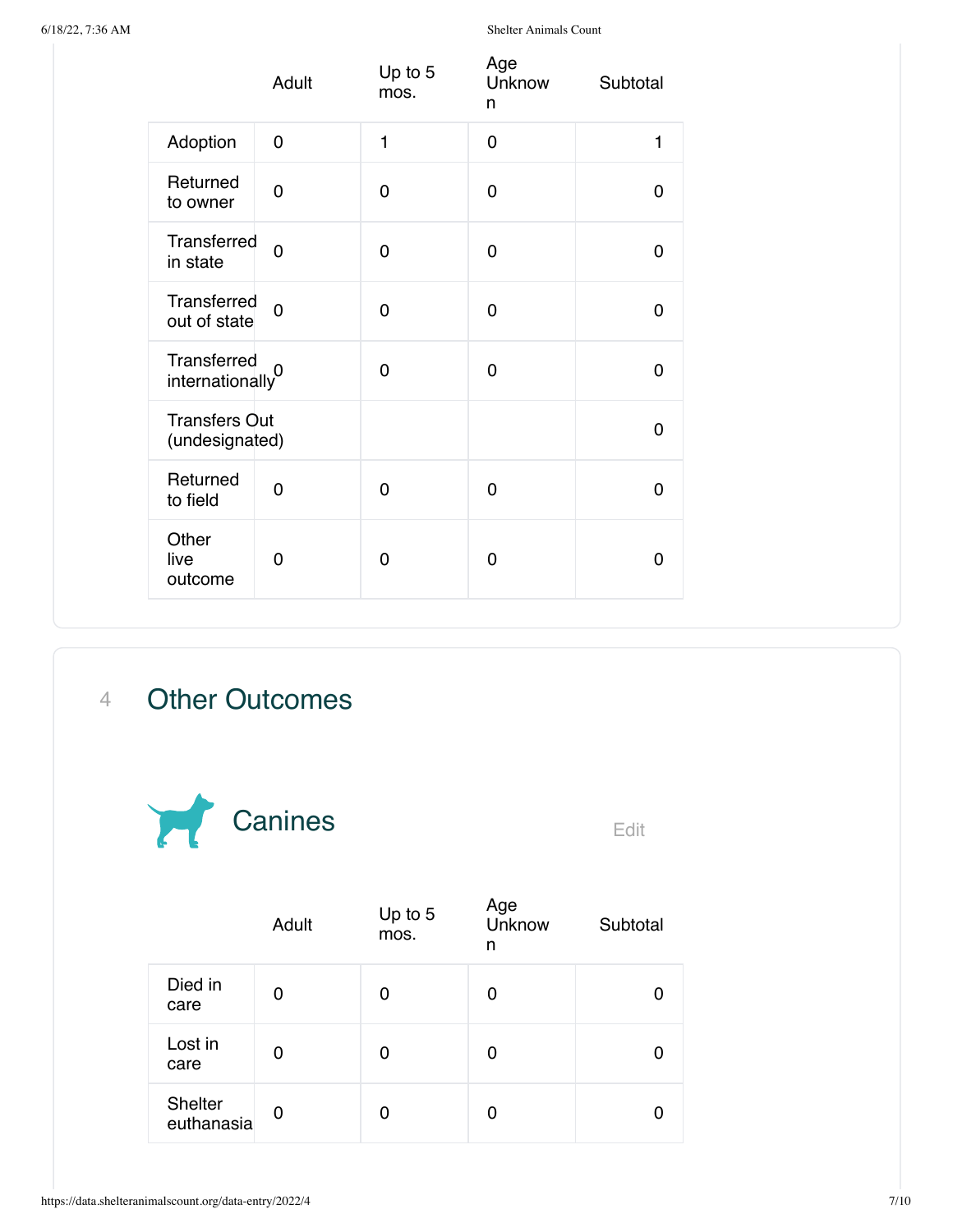| | Adult | Up to 5 mos. | Age Unknown | Subtotal |
|---|---|---|---|---|
| Adoption | 0 | 1 | 0 | 1 |
| Returned to owner | 0 | 0 | 0 | 0 |
| Transferred in state | 0 | 0 | 0 | 0 |
| Transferred out of state | 0 | 0 | 0 | 0 |
| Transferred internationally | 0 | 0 | 0 | 0 |
| Transfers Out (undesignated) | | | | 0 |
| Returned to field | 0 | 0 | 0 | 0 |
| Other live outcome | 0 | 0 | 0 | 0 |

## 4 Other Outcomes

### Canines

Edit

| | Adult | Up to 5 mos. | Age Unknown | Subtotal |
|---|---|---|---|---|
| Died in care | 0 | 0 | 0 | 0 |
| Lost in care | 0 | 0 | 0 | 0 |
| Shelter euthanasia | 0 | 0 | 0 | 0 |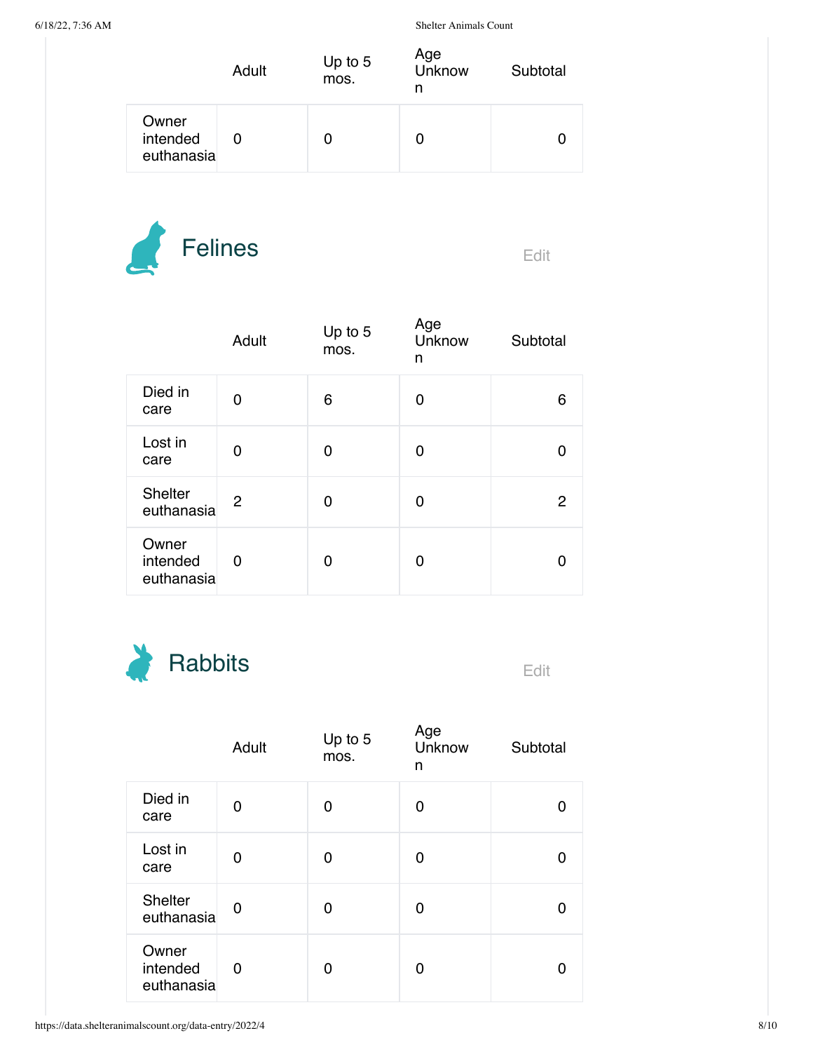| | Adult | Up to 5 mos. | Age Unknown | Subtotal |
|---|---|---|---|---|
| Owner intended euthanasia | 0 | 0 | 0 | 0 |

## Felines

Edit

| | Adult | Up to 5 mos. | Age Unknown | Subtotal |
|---|---|---|---|---|
| Died in care | 0 | 6 | 0 | 6 |
| Lost in care | 0 | 0 | 0 | 0 |
| Shelter euthanasia | 2 | 0 | 0 | 2 |
| Owner intended euthanasia | 0 | 0 | 0 | 0 |

## Rabbits

Edit

| | Adult | Up to 5 mos. | Age Unknown | Subtotal |
|---|---|---|---|---|
| Died in care | 0 | 0 | 0 | 0 |
| Lost in care | 0 | 0 | 0 | 0 |
| Shelter euthanasia | 0 | 0 | 0 | 0 |
| Owner intended euthanasia | 0 | 0 | 0 | 0 |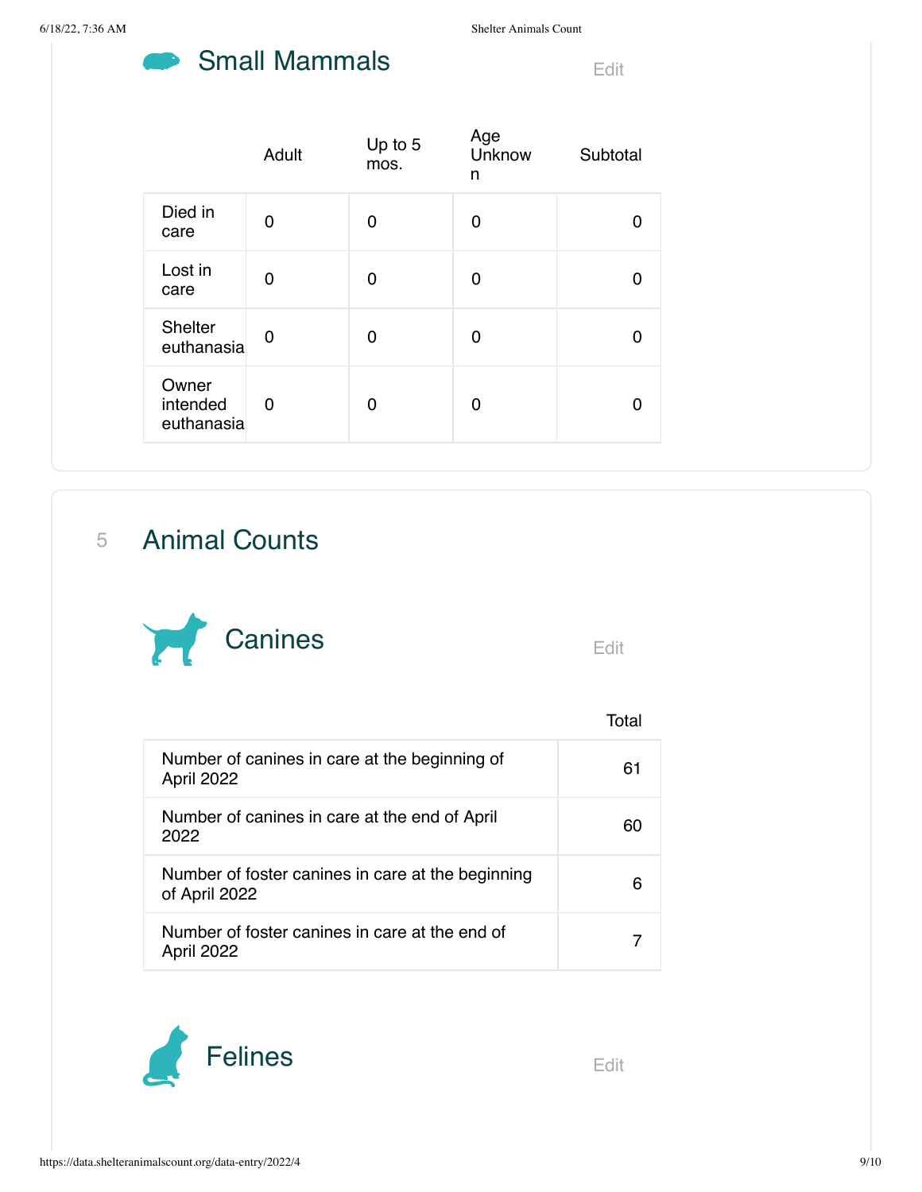### Small Mammals

Edit

| | Adult | Up to 5 mos. | Age Unknown | Subtotal |
|---|---|---|---|---|
| Died in care | 0 | 0 | 0 | 0 |
| Lost in care | 0 | 0 | 0 | 0 |
| Shelter euthanasia | 0 | 0 | 0 | 0 |
| Owner intended euthanasia | 0 | 0 | 0 | 0 |

## 5 Animal Counts

### Canines

Edit

| | Total |
|---|---|
| Number of canines in care at the beginning of April 2022 | 61 |
| Number of canines in care at the end of April 2022 | 60 |
| Number of foster canines in care at the beginning of April 2022 | 6 |
| Number of foster canines in care at the end of April 2022 | 7 |

### Felines

Edit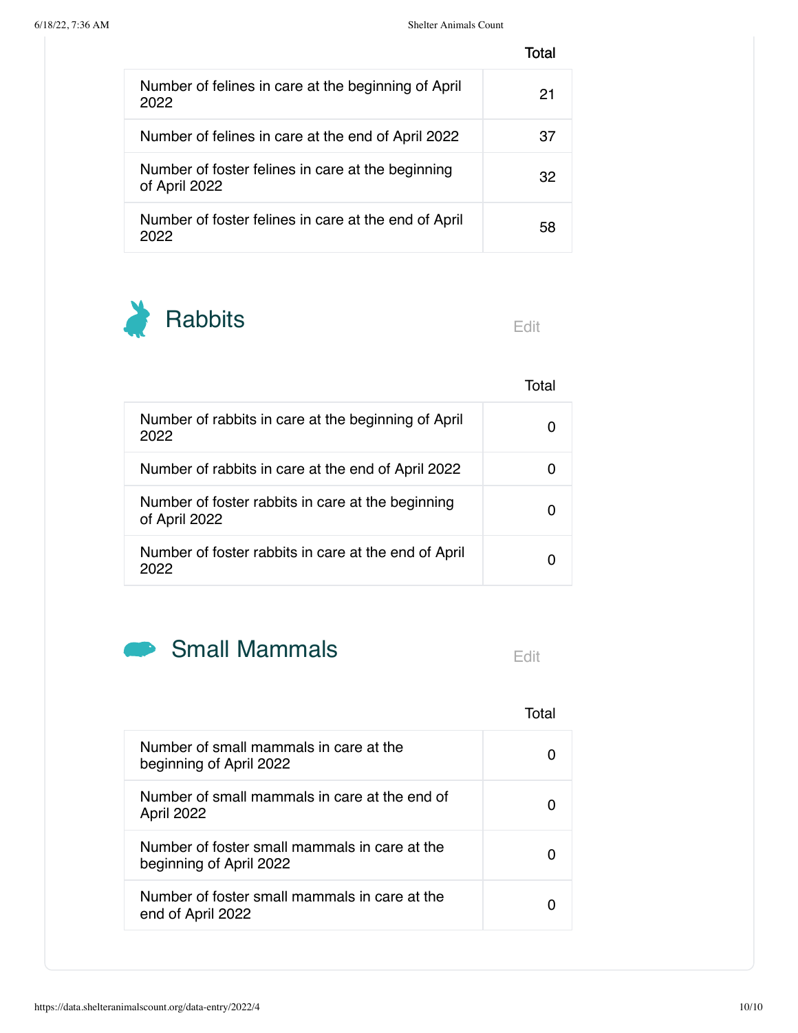| | Total |
| --- | --- |
| Number of felines in care at the beginning of April 2022 | 21 |
| Number of felines in care at the end of April 2022 | 37 |
| Number of foster felines in care at the beginning of April 2022 | 32 |
| Number of foster felines in care at the end of April 2022 | 58 |

## Rabbits

Edit

| | Total |
| --- | --- |
| Number of rabbits in care at the beginning of April 2022 | 0 |
| Number of rabbits in care at the end of April 2022 | 0 |
| Number of foster rabbits in care at the beginning of April 2022 | 0 |
| Number of foster rabbits in care at the end of April 2022 | 0 |

## Small Mammals

Edit

| | Total |
| --- | --- |
| Number of small mammals in care at the beginning of April 2022 | 0 |
| Number of small mammals in care at the end of April 2022 | 0 |
| Number of foster small mammals in care at the beginning of April 2022 | 0 |
| Number of foster small mammals in care at the end of April 2022 | 0 |